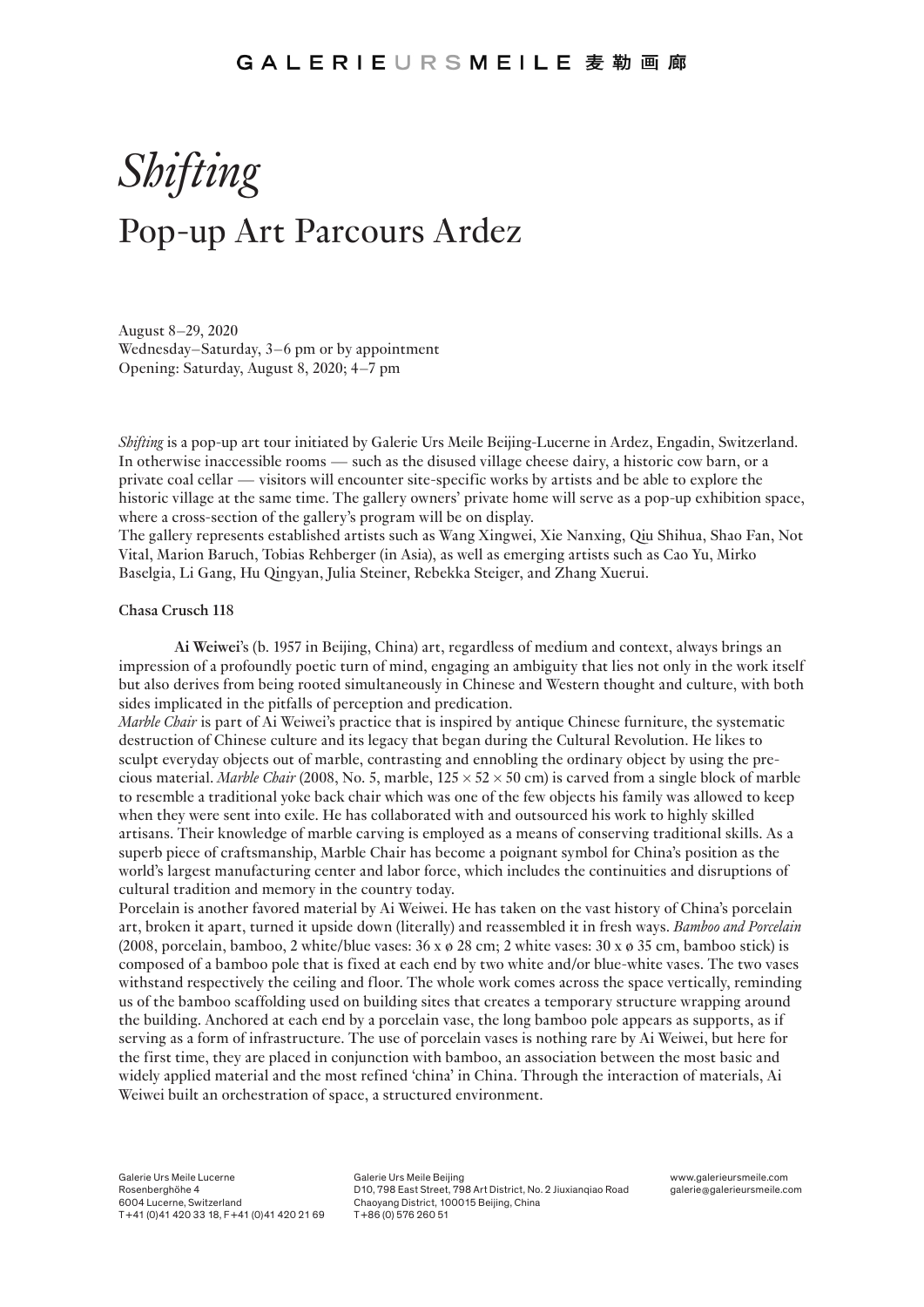# *Shifting*

## Pop-up Art Parcours Ardez

August 8–29, 2020
Wednesday–Saturday, 3–6 pm or by appointment
Opening: Saturday, August 8, 2020; 4–7 pm

*Shifting* is a pop-up art tour initiated by Galerie Urs Meile Beijing-Lucerne in Ardez, Engadin, Switzerland. In otherwise inaccessible rooms — such as the disused village cheese dairy, a historic cow barn, or a private coal cellar — visitors will encounter site-specific works by artists and be able to explore the historic village at the same time. The gallery owners' private home will serve as a pop-up exhibition space, where a cross-section of the gallery's program will be on display.
The gallery represents established artists such as Wang Xingwei, Xie Nanxing, Qiu Shihua, Shao Fan, Not Vital, Marion Baruch, Tobias Rehberger (in Asia), as well as emerging artists such as Cao Yu, Mirko Baselgia, Li Gang, Hu Qingyan, Julia Steiner, Rebekka Steiger, and Zhang Xuerui.

**Chasa Crusch 118**

**Ai Weiwei**'s (b. 1957 in Beijing, China) art, regardless of medium and context, always brings an impression of a profoundly poetic turn of mind, engaging an ambiguity that lies not only in the work itself but also derives from being rooted simultaneously in Chinese and Western thought and culture, with both sides implicated in the pitfalls of perception and predication.
*Marble Chair* is part of Ai Weiwei's practice that is inspired by antique Chinese furniture, the systematic destruction of Chinese culture and its legacy that began during the Cultural Revolution. He likes to sculpt everyday objects out of marble, contrasting and ennobling the ordinary object by using the precious material. *Marble Chair* (2008, No. 5, marble, 125 × 52 × 50 cm) is carved from a single block of marble to resemble a traditional yoke back chair which was one of the few objects his family was allowed to keep when they were sent into exile. He has collaborated with and outsourced his work to highly skilled artisans. Their knowledge of marble carving is employed as a means of conserving traditional skills. As a superb piece of craftsmanship, Marble Chair has become a poignant symbol for China's position as the world's largest manufacturing center and labor force, which includes the continuities and disruptions of cultural tradition and memory in the country today.
Porcelain is another favored material by Ai Weiwei. He has taken on the vast history of China's porcelain art, broken it apart, turned it upside down (literally) and reassembled it in fresh ways. *Bamboo and Porcelain* (2008, porcelain, bamboo, 2 white/blue vases: 36 x ø 28 cm; 2 white vases: 30 x ø 35 cm, bamboo stick) is composed of a bamboo pole that is fixed at each end by two white and/or blue-white vases. The two vases withstand respectively the ceiling and floor. The whole work comes across the space vertically, reminding us of the bamboo scaffolding used on building sites that creates a temporary structure wrapping around the building. Anchored at each end by a porcelain vase, the long bamboo pole appears as supports, as if serving as a form of infrastructure. The use of porcelain vases is nothing rare by Ai Weiwei, but here for the first time, they are placed in conjunction with bamboo, an association between the most basic and widely applied material and the most refined 'china' in China. Through the interaction of materials, Ai Weiwei built an orchestration of space, a structured environment.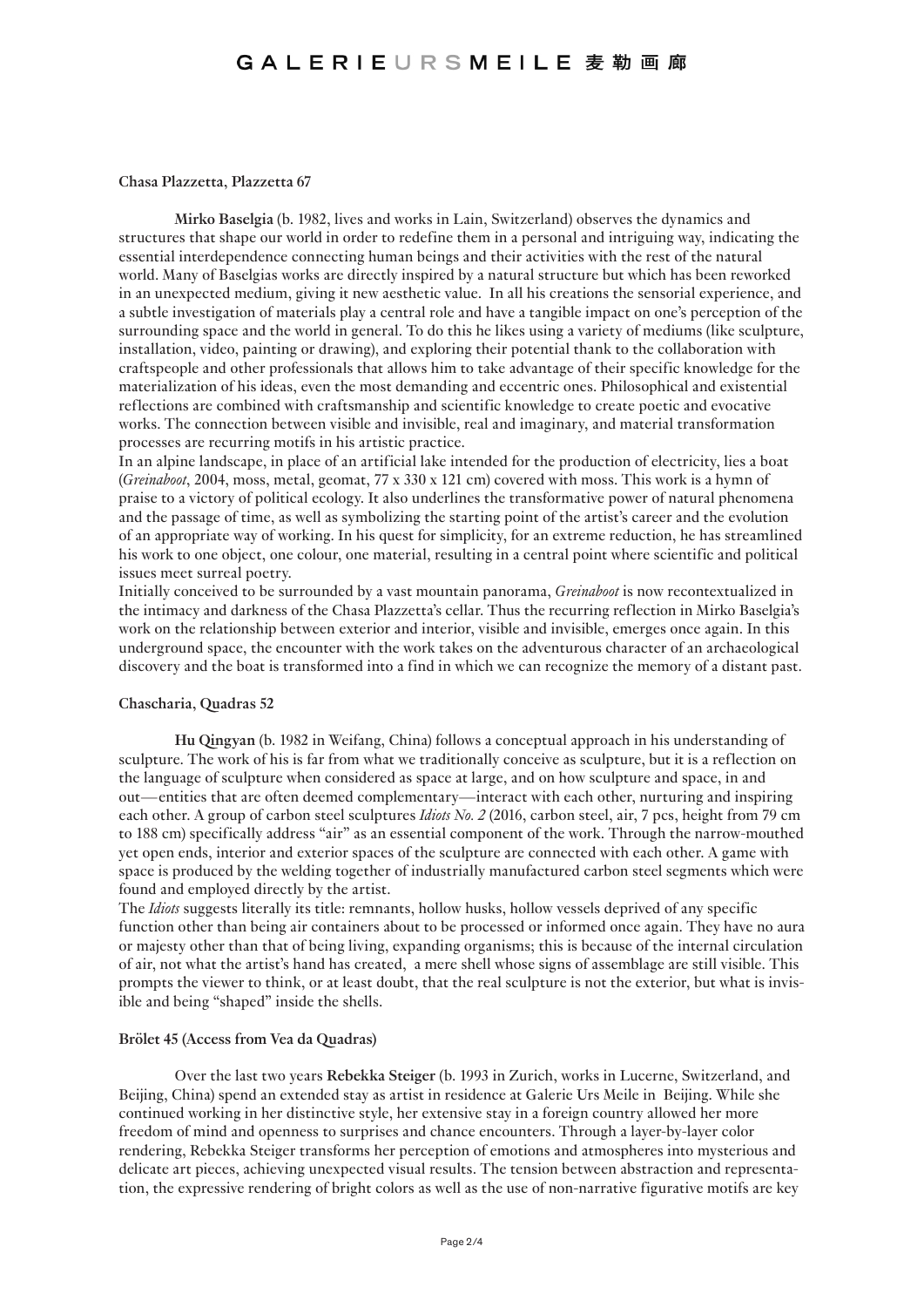**Chasa Plazzetta, Plazzetta 67**

**Mirko Baselgia** (b. 1982, lives and works in Lain, Switzerland) observes the dynamics and structures that shape our world in order to redefine them in a personal and intriguing way, indicating the essential interdependence connecting human beings and their activities with the rest of the natural world. Many of Baselgias works are directly inspired by a natural structure but which has been reworked in an unexpected medium, giving it new aesthetic value. In all his creations the sensorial experience, and a subtle investigation of materials play a central role and have a tangible impact on one's perception of the surrounding space and the world in general. To do this he likes using a variety of mediums (like sculpture, installation, video, painting or drawing), and exploring their potential thank to the collaboration with craftspeople and other professionals that allows him to take advantage of their specific knowledge for the materialization of his ideas, even the most demanding and eccentric ones. Philosophical and existential reflections are combined with craftsmanship and scientific knowledge to create poetic and evocative works. The connection between visible and invisible, real and imaginary, and material transformation processes are recurring motifs in his artistic practice.

In an alpine landscape, in place of an artificial lake intended for the production of electricity, lies a boat (*Greinaboot*, 2004, moss, metal, geomat, 77 x 330 x 121 cm) covered with moss. This work is a hymn of praise to a victory of political ecology. It also underlines the transformative power of natural phenomena and the passage of time, as well as symbolizing the starting point of the artist's career and the evolution of an appropriate way of working. In his quest for simplicity, for an extreme reduction, he has streamlined his work to one object, one colour, one material, resulting in a central point where scientific and political issues meet surreal poetry.

Initially conceived to be surrounded by a vast mountain panorama, *Greinaboot* is now recontextualized in the intimacy and darkness of the Chasa Plazzetta's cellar. Thus the recurring reflection in Mirko Baselgia's work on the relationship between exterior and interior, visible and invisible, emerges once again. In this underground space, the encounter with the work takes on the adventurous character of an archaeological discovery and the boat is transformed into a find in which we can recognize the memory of a distant past.

**Chascharia, Quadras 52**

**Hu Qingyan** (b. 1982 in Weifang, China) follows a conceptual approach in his understanding of sculpture. The work of his is far from what we traditionally conceive as sculpture, but it is a reflection on the language of sculpture when considered as space at large, and on how sculpture and space, in and out—entities that are often deemed complementary—interact with each other, nurturing and inspiring each other. A group of carbon steel sculptures *Idiots No. 2* (2016, carbon steel, air, 7 pcs, height from 79 cm to 188 cm) specifically address "air" as an essential component of the work. Through the narrow-mouthed yet open ends, interior and exterior spaces of the sculpture are connected with each other. A game with space is produced by the welding together of industrially manufactured carbon steel segments which were found and employed directly by the artist.

The *Idiots* suggests literally its title: remnants, hollow husks, hollow vessels deprived of any specific function other than being air containers about to be processed or informed once again. They have no aura or majesty other than that of being living, expanding organisms; this is because of the internal circulation of air, not what the artist's hand has created, a mere shell whose signs of assemblage are still visible. This prompts the viewer to think, or at least doubt, that the real sculpture is not the exterior, but what is invisible and being "shaped" inside the shells.

**Brölet 45 (Access from Vea da Quadras)**

Over the last two years **Rebekka Steiger** (b. 1993 in Zurich, works in Lucerne, Switzerland, and Beijing, China) spend an extended stay as artist in residence at Galerie Urs Meile in Beijing. While she continued working in her distinctive style, her extensive stay in a foreign country allowed her more freedom of mind and openness to surprises and chance encounters. Through a layer-by-layer color rendering, Rebekka Steiger transforms her perception of emotions and atmospheres into mysterious and delicate art pieces, achieving unexpected visual results. The tension between abstraction and representation, the expressive rendering of bright colors as well as the use of non-narrative figurative motifs are key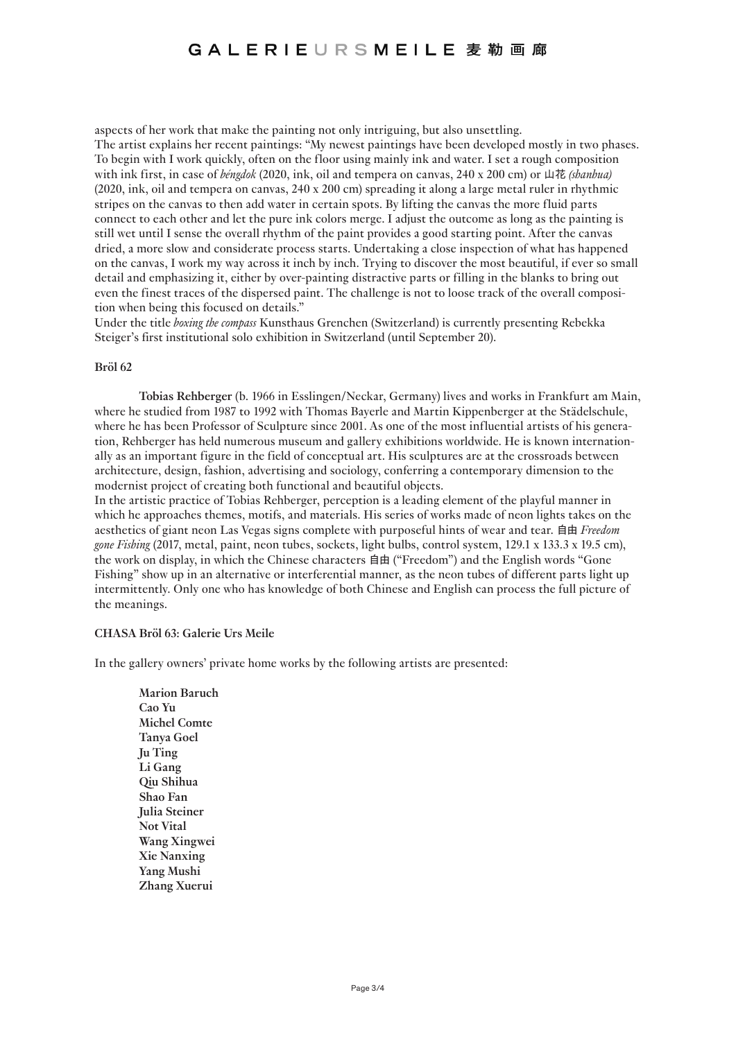aspects of her work that make the painting not only intriguing, but also unsettling.
The artist explains her recent paintings: "My newest paintings have been developed mostly in two phases. To begin with I work quickly, often on the floor using mainly ink and water. I set a rough composition with ink first, in case of *béngdok* (2020, ink, oil and tempera on canvas, 240 x 200 cm) or 山花 *(shanhua)* (2020, ink, oil and tempera on canvas, 240 x 200 cm) spreading it along a large metal ruler in rhythmic stripes on the canvas to then add water in certain spots. By lifting the canvas the more fluid parts connect to each other and let the pure ink colors merge. I adjust the outcome as long as the painting is still wet until I sense the overall rhythm of the paint provides a good starting point. After the canvas dried, a more slow and considerate process starts. Undertaking a close inspection of what has happened on the canvas, I work my way across it inch by inch. Trying to discover the most beautiful, if ever so small detail and emphasizing it, either by over-painting distractive parts or filling in the blanks to bring out even the finest traces of the dispersed paint. The challenge is not to loose track of the overall composition when being this focused on details."
Under the title *boxing the compass* Kunsthaus Grenchen (Switzerland) is currently presenting Rebekka Steiger's first institutional solo exhibition in Switzerland (until September 20).

**Bröl 62**

**Tobias Rehberger** (b. 1966 in Esslingen/Neckar, Germany) lives and works in Frankfurt am Main, where he studied from 1987 to 1992 with Thomas Bayerle and Martin Kippenberger at the Städelschule, where he has been Professor of Sculpture since 2001. As one of the most influential artists of his generation, Rehberger has held numerous museum and gallery exhibitions worldwide. He is known internationally as an important figure in the field of conceptual art. His sculptures are at the crossroads between architecture, design, fashion, advertising and sociology, conferring a contemporary dimension to the modernist project of creating both functional and beautiful objects.
In the artistic practice of Tobias Rehberger, perception is a leading element of the playful manner in which he approaches themes, motifs, and materials. His series of works made of neon lights takes on the aesthetics of giant neon Las Vegas signs complete with purposeful hints of wear and tear. 自由 *Freedom gone Fishing* (2017, metal, paint, neon tubes, sockets, light bulbs, control system, 129.1 x 133.3 x 19.5 cm), the work on display, in which the Chinese characters 自由 ("Freedom") and the English words "Gone Fishing" show up in an alternative or interferential manner, as the neon tubes of different parts light up intermittently. Only one who has knowledge of both Chinese and English can process the full picture of the meanings.

**CHASA Bröl 63: Galerie Urs Meile**

In the gallery owners' private home works by the following artists are presented:

**Marion Baruch**
**Cao Yu**
**Michel Comte**
**Tanya Goel**
**Ju Ting**
**Li Gang**
**Qiu Shihua**
**Shao Fan**
**Julia Steiner**
**Not Vital**
**Wang Xingwei**
**Xie Nanxing**
**Yang Mushi**
**Zhang Xuerui**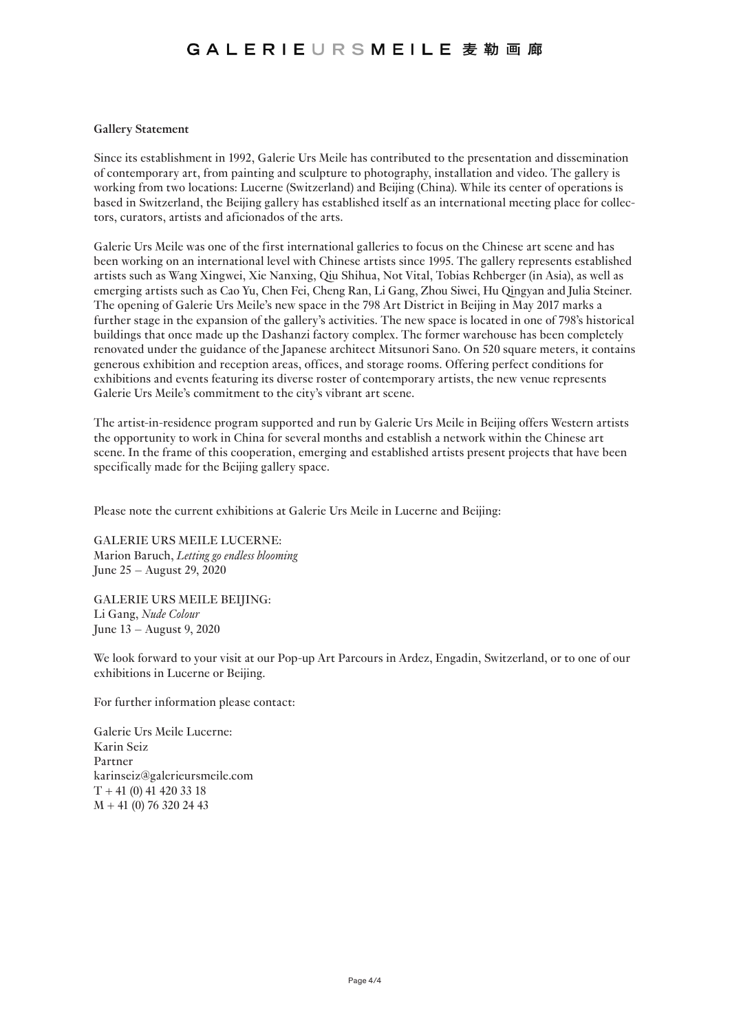**Gallery Statement**

Since its establishment in 1992, Galerie Urs Meile has contributed to the presentation and dissemination of contemporary art, from painting and sculpture to photography, installation and video. The gallery is working from two locations: Lucerne (Switzerland) and Beijing (China). While its center of operations is based in Switzerland, the Beijing gallery has established itself as an international meeting place for collectors, curators, artists and aficionados of the arts.

Galerie Urs Meile was one of the first international galleries to focus on the Chinese art scene and has been working on an international level with Chinese artists since 1995. The gallery represents established artists such as Wang Xingwei, Xie Nanxing, Qiu Shihua, Not Vital, Tobias Rehberger (in Asia), as well as emerging artists such as Cao Yu, Chen Fei, Cheng Ran, Li Gang, Zhou Siwei, Hu Qingyan and Julia Steiner. The opening of Galerie Urs Meile's new space in the 798 Art District in Beijing in May 2017 marks a further stage in the expansion of the gallery's activities. The new space is located in one of 798's historical buildings that once made up the Dashanzi factory complex. The former warehouse has been completely renovated under the guidance of the Japanese architect Mitsunori Sano. On 520 square meters, it contains generous exhibition and reception areas, offices, and storage rooms. Offering perfect conditions for exhibitions and events featuring its diverse roster of contemporary artists, the new venue represents Galerie Urs Meile's commitment to the city's vibrant art scene.

The artist-in-residence program supported and run by Galerie Urs Meile in Beijing offers Western artists the opportunity to work in China for several months and establish a network within the Chinese art scene. In the frame of this cooperation, emerging and established artists present projects that have been specifically made for the Beijing gallery space.

Please note the current exhibitions at Galerie Urs Meile in Lucerne and Beijing:

GALERIE URS MEILE LUCERNE:
Marion Baruch, *Letting go endless blooming*
June 25 – August 29, 2020

GALERIE URS MEILE BEIJING:
Li Gang, *Nude Colour*
June 13 – August 9, 2020

We look forward to your visit at our Pop-up Art Parcours in Ardez, Engadin, Switzerland, or to one of our exhibitions in Lucerne or Beijing.

For further information please contact:

Galerie Urs Meile Lucerne:
Karin Seiz
Partner
karinseiz@galerieursmeile.com
T + 41 (0) 41 420 33 18
M + 41 (0) 76 320 24 43